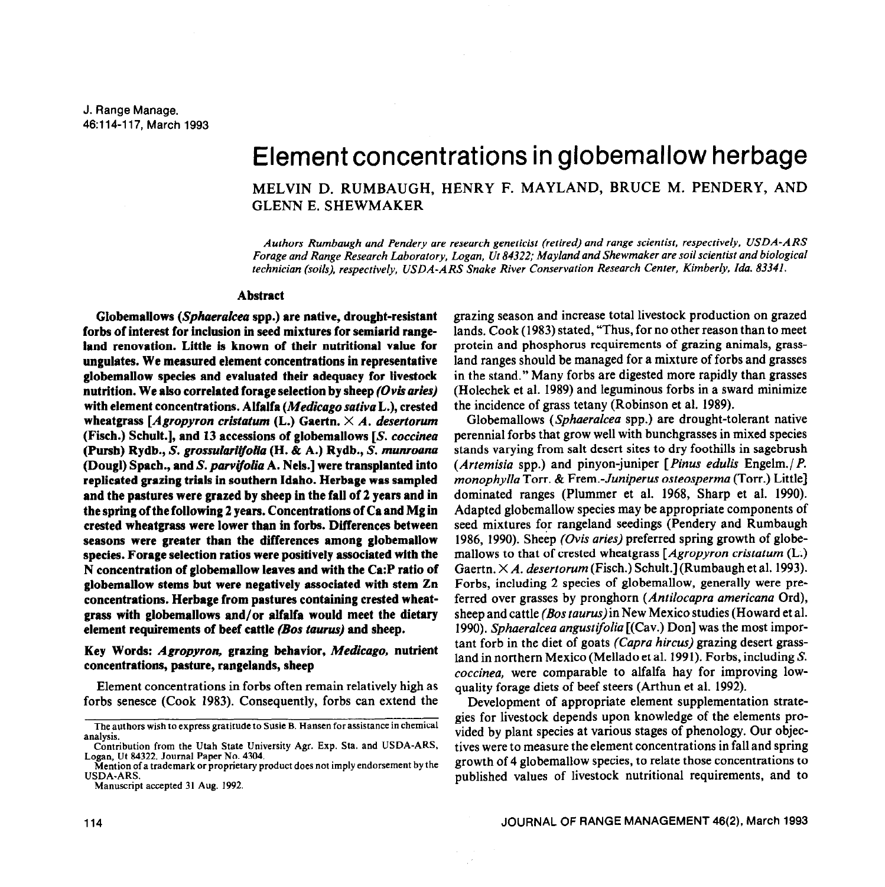# Element concentrations in globemallow herbage

MELVIN D. RUMBAUGH, HENRY F. MAYLAND, BRUCE M. PENDERY, AND GLENN E. SHEWMAKER

*Authors Rumbaugh and Pendery are research geneticist (retired) and range scientist, respectively, USDA-ARS Forage and Range Research Laboratory, Logan, Ut 84322; Mayland and Shewmaker are soil scientist and biological technician (soils), respectively, USDA-ARS Snake River Conservation Research Center, Kimberly, Ida. 83341.*

## Abstract

**Globemallows (*Sphaeralcea* spp.) are native, drought-resistant forbs of interest for inclusion in seed mixtures for semiarid rangeland renovation. Little is known of their nutritional value for ungulates. We measured element concentrations in representative globemallow species and evaluated their adequacy for livestock nutrition. We also correlated forage selection by sheep *(Ovis aries)* with element concentrations. Alfalfa (*Medicago sativa* L.), crested wheatgrass [*Agropyron cristatum* (L.) Gaertn. × *A. desertorum* (Fisch.) Schult.], and 13 accessions of globemallows [*S. coccinea* (Pursh) Rydb., *S. grossulariifolia* (H. & A.) Rydb., *S. munroana* (Dougl) Spach., and *S. parvifolia* A. Nels.] were transplanted into replicated grazing trials in southern Idaho. Herbage was sampled and the pastures were grazed by sheep in the fall of 2 years and in the spring of the following 2 years. Concentrations of Ca and Mg in crested wheatgrass were lower than in forbs. Differences between seasons were greater than the differences among globemallow species. Forage selection ratios were positively associated with the N concentration of globemallow leaves and with the Ca:P ratio of globemallow stems but were negatively associated with stem Zn concentrations. Herbage from pastures containing crested wheatgrass with globemallows and/or alfalfa would meet the dietary element requirements of beef cattle *(Bos taurus)* and sheep.**

**Key Words: *Agropyron*, grazing behavior, *Medicago*, nutrient concentrations, pasture, rangelands, sheep**

Element concentrations in forbs often remain relatively high as forbs senesce (Cook 1983). Consequently, forbs can extend the grazing season and increase total livestock production on grazed lands. Cook (1983) stated, "Thus, for no other reason than to meet protein and phosphorus requirements of grazing animals, grassland ranges should be managed for a mixture of forbs and grasses in the stand." Many forbs are digested more rapidly than grasses (Holechek et al. 1989) and leguminous forbs in a sward minimize the incidence of grass tetany (Robinson et al. 1989).

Globemallows (*Sphaeralcea* spp.) are drought-tolerant native perennial forbs that grow well with bunchgrasses in mixed species stands varying from salt desert sites to dry foothills in sagebrush (*Artemisia* spp.) and pinyon-juniper [*Pinus edulis* Engelm./*P. monophylla* Torr. & Frem.-*Juniperus osteosperma* (Torr.) Little] dominated ranges (Plummer et al. 1968, Sharp et al. 1990). Adapted globemallow species may be appropriate components of seed mixtures for rangeland seedings (Pendery and Rumbaugh 1986, 1990). Sheep *(Ovis aries)* preferred spring growth of globemallows to that of crested wheatgrass [*Agropyron cristatum* (L.) Gaertn. × *A. desertorum* (Fisch.) Schult.] (Rumbaugh et al. 1993). Forbs, including 2 species of globemallow, generally were preferred over grasses by pronghorn (*Antilocapra americana* Ord), sheep and cattle *(Bos taurus)* in New Mexico studies (Howard et al. 1990). *Sphaeralcea angustifolia* [(Cav.) Don] was the most important forb in the diet of goats *(Capra hircus)* grazing desert grassland in northern Mexico (Mellado et al. 1991). Forbs, including *S. coccinea*, were comparable to alfalfa hay for improving low-quality forage diets of beef steers (Arthun et al. 1992).

Development of appropriate element supplementation strategies for livestock depends upon knowledge of the elements provided by plant species at various stages of phenology. Our objectives were to measure the element concentrations in fall and spring growth of 4 globemallow species, to relate those concentrations to published values of livestock nutritional requirements, and to

---

The authors wish to express gratitude to Susie B. Hansen for assistance in chemical analysis.

Contribution from the Utah State University Agr. Exp. Sta. and USDA-ARS, Logan, Ut 84322. Journal Paper No. 4304.

Mention of a trademark or proprietary product does not imply endorsement by the USDA-ARS.

Manuscript accepted 31 Aug. 1992.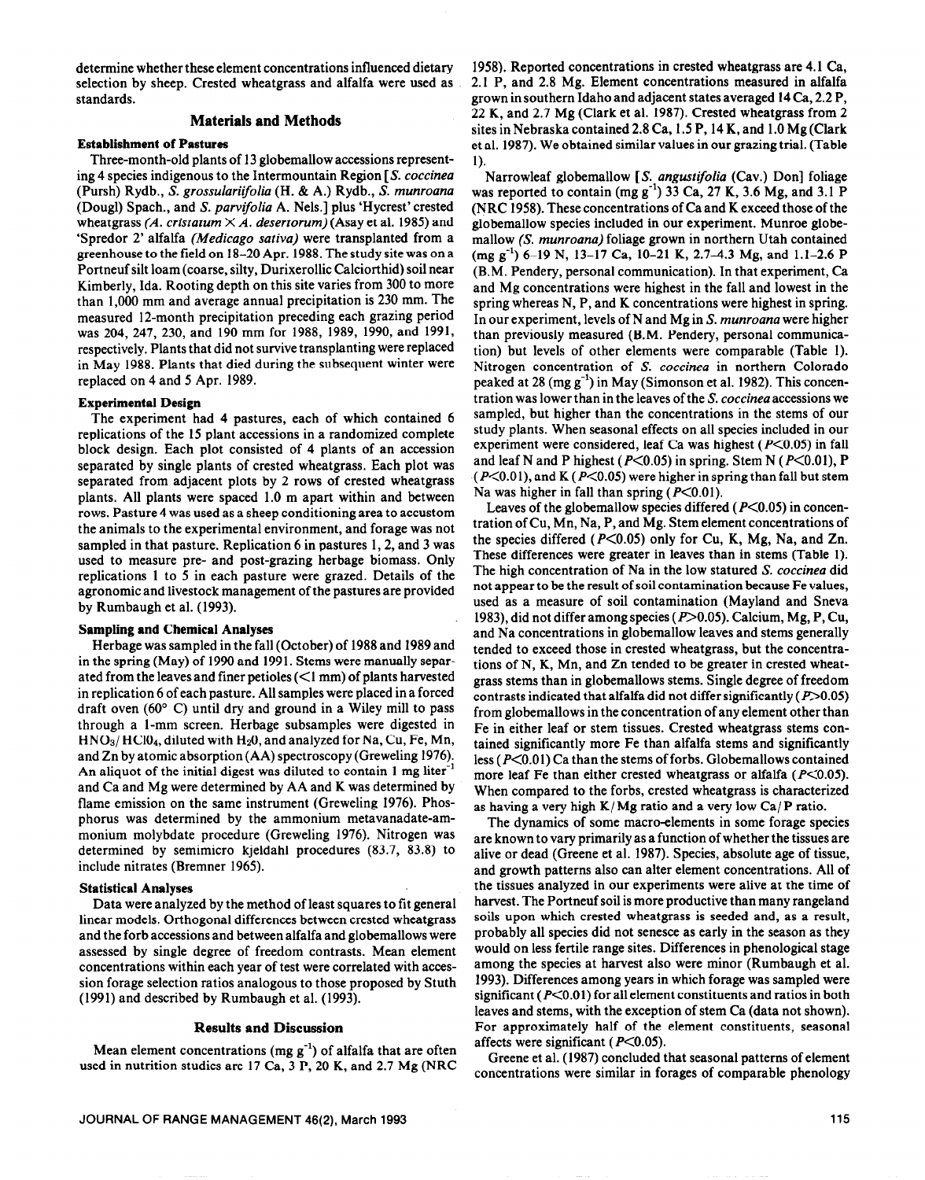determine whether these element concentrations influenced dietary selection by sheep. Crested wheatgrass and alfalfa were used as standards.

## Materials and Methods

### Establishment of Pastures

Three-month-old plants of 13 globemallow accessions representing 4 species indigenous to the Intermountain Region [*S. coccinea* (Pursh) Rydb., *S. grossulariifolia* (H. & A.) Rydb., *S. munroana* (Dougl) Spach., and *S. parvifolia* A. Nels.] plus 'Hycrest' crested wheatgrass *(A. cristatum* × *A. desertorum)* (Asay et al. 1985) and 'Spredor 2' alfalfa *(Medicago sativa)* were transplanted from a greenhouse to the field on 18–20 Apr. 1988. The study site was on a Portneuf silt loam (coarse, silty, Durixerollic Calciorthid) soil near Kimberly, Ida. Rooting depth on this site varies from 300 to more than 1,000 mm and average annual precipitation is 230 mm. The measured 12-month precipitation preceding each grazing period was 204, 247, 230, and 190 mm for 1988, 1989, 1990, and 1991, respectively. Plants that did not survive transplanting were replaced in May 1988. Plants that died during the subsequent winter were replaced on 4 and 5 Apr. 1989.

### Experimental Design

The experiment had 4 pastures, each of which contained 6 replications of the 15 plant accessions in a randomized complete block design. Each plot consisted of 4 plants of an accession separated by single plants of crested wheatgrass. Each plot was separated from adjacent plots by 2 rows of crested wheatgrass plants. All plants were spaced 1.0 m apart within and between rows. Pasture 4 was used as a sheep conditioning area to accustom the animals to the experimental environment, and forage was not sampled in that pasture. Replication 6 in pastures 1, 2, and 3 was used to measure pre- and post-grazing herbage biomass. Only replications 1 to 5 in each pasture were grazed. Details of the agronomic and livestock management of the pastures are provided by Rumbaugh et al. (1993).

### Sampling and Chemical Analyses

Herbage was sampled in the fall (October) of 1988 and 1989 and in the spring (May) of 1990 and 1991. Stems were manually separated from the leaves and finer petioles (<1 mm) of plants harvested in replication 6 of each pasture. All samples were placed in a forced draft oven (60° C) until dry and ground in a Wiley mill to pass through a 1-mm screen. Herbage subsamples were digested in $HNO_3$/$HClO_4$, diluted with $H_2O$, and analyzed for Na, Cu, Fe, Mn, and Zn by atomic absorption (AA) spectroscopy (Greweling 1976). An aliquot of the initial digest was diluted to contain 1 mg liter$^{-1}$ and Ca and Mg were determined by AA and K was determined by flame emission on the same instrument (Greweling 1976). Phosphorus was determined by the ammonium metavanadate-ammonium molybdate procedure (Greweling 1976). Nitrogen was determined by semimicro kjeldahl procedures (83.7, 83.8) to include nitrates (Bremner 1965).

### Statistical Analyses

Data were analyzed by the method of least squares to fit general linear models. Orthogonal differences between crested wheatgrass and the forb accessions and between alfalfa and globemallows were assessed by single degree of freedom contrasts. Mean element concentrations within each year of test were correlated with accession forage selection ratios analogous to those proposed by Stuth (1991) and described by Rumbaugh et al. (1993).

## Results and Discussion

Mean element concentrations (mg g$^{-1}$) of alfalfa that are often used in nutrition studies are 17 Ca, 3 P, 20 K, and 2.7 Mg (NRC 1958). Reported concentrations in crested wheatgrass are 4.1 Ca, 2.1 P, and 2.8 Mg. Element concentrations measured in alfalfa grown in southern Idaho and adjacent states averaged 14 Ca, 2.2 P, 22 K, and 2.7 Mg (Clark et al. 1987). Crested wheatgrass from 2 sites in Nebraska contained 2.8 Ca, 1.5 P, 14 K, and 1.0 Mg (Clark et al. 1987). We obtained similar values in our grazing trial. (Table 1).

Narrowleaf globemallow [*S. angustifolia* (Cav.) Don] foliage was reported to contain (mg g$^{-1}$) 33 Ca, 27 K, 3.6 Mg, and 3.1 P (NRC 1958). These concentrations of Ca and K exceed those of the globemallow species included in our experiment. Munroe globemallow *(S. munroana)* foliage grown in northern Utah contained (mg g$^{-1}$) 6–19 N, 13–17 Ca, 10–21 K, 2.7–4.3 Mg, and 1.1–2.6 P (B.M. Pendery, personal communication). In that experiment, Ca and Mg concentrations were highest in the fall and lowest in the spring whereas N, P, and K concentrations were highest in spring. In our experiment, levels of N and Mg in *S. munroana* were higher than previously measured (B.M. Pendery, personal communication) but levels of other elements were comparable (Table 1). Nitrogen concentration of *S. coccinea* in northern Colorado peaked at 28 (mg g$^{-1}$) in May (Simonson et al. 1982). This concentration was lower than in the leaves of the *S. coccinea* accessions we sampled, but higher than the concentrations in the stems of our study plants. When seasonal effects on all species included in our experiment were considered, leaf Ca was highest ($P<0.05$) in fall and leaf N and P highest ($P<0.05$) in spring. Stem N ($P<0.01$), P ($P<0.01$), and K ($P<0.05$) were higher in spring than fall but stem Na was higher in fall than spring ($P<0.01$).

Leaves of the globemallow species differed ($P<0.05$) in concentration of Cu, Mn, Na, P, and Mg. Stem element concentrations of the species differed ($P<0.05$) only for Cu, K, Mg, Na, and Zn. These differences were greater in leaves than in stems (Table 1). The high concentration of Na in the low statured *S. coccinea* did not appear to be the result of soil contamination because Fe values, used as a measure of soil contamination (Mayland and Sneva 1983), did not differ among species ($P>0.05$). Calcium, Mg, P, Cu, and Na concentrations in globemallow leaves and stems generally tended to exceed those in crested wheatgrass, but the concentrations of N, K, Mn, and Zn tended to be greater in crested wheatgrass stems than in globemallows stems. Single degree of freedom contrasts indicated that alfalfa did not differ significantly ($P>0.05$) from globemallows in the concentration of any element other than Fe in either leaf or stem tissues. Crested wheatgrass stems contained significantly more Fe than alfalfa stems and significantly less ($P<0.01$) Ca than the stems of forbs. Globemallows contained more leaf Fe than either crested wheatgrass or alfalfa ($P<0.05$). When compared to the forbs, crested wheatgrass is characterized as having a very high K/Mg ratio and a very low Ca/P ratio.

The dynamics of some macro-elements in some forage species are known to vary primarily as a function of whether the tissues are alive or dead (Greene et al. 1987). Species, absolute age of tissue, and growth patterns also can alter element concentrations. All of the tissues analyzed in our experiments were alive at the time of harvest. The Portneuf soil is more productive than many rangeland soils upon which crested wheatgrass is seeded and, as a result, probably all species did not senesce as early in the season as they would on less fertile range sites. Differences in phenological stage among the species at harvest also were minor (Rumbaugh et al. 1993). Differences among years in which forage was sampled were significant ($P<0.01$) for all element constituents and ratios in both leaves and stems, with the exception of stem Ca (data not shown). For approximately half of the element constituents, seasonal affects were significant ($P<0.05$).

Greene et al. (1987) concluded that seasonal patterns of element concentrations were similar in forages of comparable phenology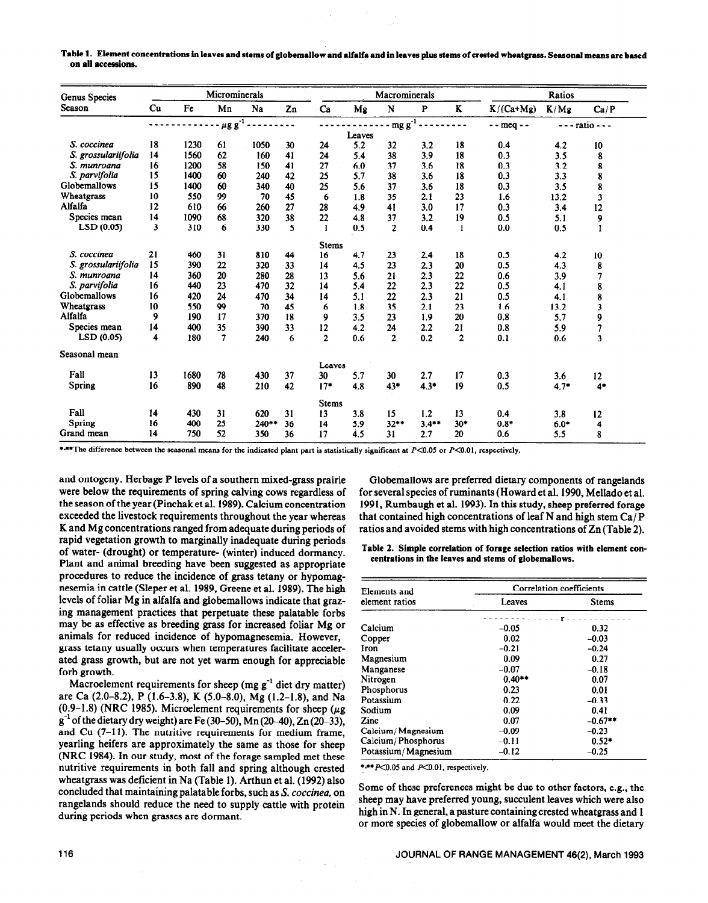**Table 1. Element concentrations in leaves and stems of globemallow and alfalfa and in leaves plus stems of crested wheatgrass. Seasonal means are based on all accessions.**

| Genus Species Season | Microminerals | | | | | Macrominerals | | | | | Ratios | | |
|---|---|---|---|---|---|---|---|---|---|---|---|---|---|
| | Cu | Fe | Mn | Na | Zn | Ca | Mg | N | P | K | K/(Ca+Mg) | K/Mg | Ca/P |
| | $\mu g\ g^{-1}$ | | | | | $mg\ g^{-1}$ | | | | | meq | ratio | |
| **Leaves** | | | | | | | | | | | | | |
| *S. coccinea* | 18 | 1230 | 61 | 1050 | 30 | 24 | 5.2 | 32 | 3.2 | 18 | 0.4 | 4.2 | 10 |
| *S. grossulariifolia* | 14 | 1560 | 62 | 160 | 41 | 24 | 5.4 | 38 | 3.9 | 18 | 0.3 | 3.5 | 8 |
| *S. munroana* | 16 | 1200 | 58 | 150 | 41 | 27 | 6.0 | 37 | 3.6 | 18 | 0.3 | 3.2 | 8 |
| *S. parvifolia* | 15 | 1400 | 60 | 240 | 42 | 25 | 5.7 | 38 | 3.6 | 18 | 0.3 | 3.3 | 8 |
| Globemallows | 15 | 1400 | 60 | 340 | 40 | 25 | 5.6 | 37 | 3.6 | 18 | 0.3 | 3.5 | 8 |
| Wheatgrass | 10 | 550 | 99 | 70 | 45 | 6 | 1.8 | 35 | 2.1 | 23 | 1.6 | 13.2 | 3 |
| Alfalfa | 12 | 610 | 66 | 260 | 27 | 28 | 4.9 | 41 | 3.0 | 17 | 0.3 | 3.4 | 12 |
| Species mean | 14 | 1090 | 68 | 320 | 38 | 22 | 4.8 | 37 | 3.2 | 19 | 0.5 | 5.1 | 9 |
| LSD (0.05) | 3 | 310 | 6 | 330 | 5 | 1 | 0.5 | 2 | 0.4 | 1 | 0.0 | 0.5 | 1 |
| **Stems** | | | | | | | | | | | | | |
| *S. coccinea* | 21 | 460 | 31 | 810 | 44 | 16 | 4.7 | 23 | 2.4 | 18 | 0.5 | 4.2 | 10 |
| *S. grossulariifolia* | 15 | 390 | 22 | 320 | 33 | 14 | 4.5 | 23 | 2.3 | 20 | 0.5 | 4.3 | 8 |
| *S. munroana* | 14 | 360 | 20 | 280 | 28 | 13 | 5.6 | 21 | 2.3 | 22 | 0.6 | 3.9 | 7 |
| *S. parvifolia* | 16 | 440 | 23 | 470 | 32 | 14 | 5.4 | 22 | 2.3 | 22 | 0.5 | 4.1 | 8 |
| Globemallows | 16 | 420 | 24 | 470 | 34 | 14 | 5.1 | 22 | 2.3 | 21 | 0.5 | 4.1 | 8 |
| Wheatgrass | 10 | 550 | 99 | 70 | 45 | 6 | 1.8 | 35 | 2.1 | 23 | 1.6 | 13.2 | 3 |
| Alfalfa | 9 | 190 | 17 | 370 | 18 | 9 | 3.5 | 23 | 1.9 | 20 | 0.8 | 5.7 | 9 |
| Species mean | 14 | 400 | 35 | 390 | 33 | 12 | 4.2 | 24 | 2.2 | 21 | 0.8 | 5.9 | 7 |
| LSD (0.05) | 4 | 180 | 7 | 240 | 6 | 2 | 0.6 | 2 | 0.2 | 2 | 0.1 | 0.6 | 3 |
| **Seasonal mean** | | | | | | | | | | | | | |
| **Leaves** | | | | | | | | | | | | | |
| Fall | 13 | 1680 | 78 | 430 | 37 | 30 | 5.7 | 30 | 2.7 | 17 | 0.3 | 3.6 | 12 |
| Spring | 16 | 890 | 48 | 210 | 42 | 17* | 4.8 | 43* | 4.3* | 19 | 0.5 | 4.7* | 4* |
| **Stems** | | | | | | | | | | | | | |
| Fall | 14 | 430 | 31 | 620 | 31 | 13 | 3.8 | 15 | 1.2 | 13 | 0.4 | 3.8 | 12 |
| Spring | 16 | 400 | 25 | 240** | 36 | 14 | 5.9 | 32** | 3.4** | 30* | 0.8* | 6.0* | 4 |
| Grand mean | 14 | 750 | 52 | 350 | 36 | 17 | 4.5 | 31 | 2.7 | 20 | 0.6 | 5.5 | 8 |

*,**The difference between the seasonal means for the indicated plant part is statistically significant at $P<0.05$ or $P<0.01$, respectively.

and ontogeny. Herbage P levels of a southern mixed-grass prairie were below the requirements of spring calving cows regardless of the season of the year (Pinchak et al. 1989). Calcium concentration exceeded the livestock requirements throughout the year whereas K and Mg concentrations ranged from adequate during periods of rapid vegetation growth to marginally inadequate during periods of water- (drought) or temperature- (winter) induced dormancy. Plant and animal breeding have been suggested as appropriate procedures to reduce the incidence of grass tetany or hypomagnesemia in cattle (Sleper et al. 1989, Greene et al. 1989). The high levels of foliar Mg in alfalfa and globemallows indicate that grazing management practices that perpetuate these palatable forbs may be as effective as breeding grass for increased foliar Mg or animals for reduced incidence of hypomagnesemia. However, grass tetany usually occurs when temperatures facilitate accelerated grass growth, but are not yet warm enough for appreciable forb growth.

Macroelement requirements for sheep (mg $g^{-1}$ diet dry matter) are Ca (2.0–8.2), P (1.6–3.8), K (5.0–8.0), Mg (1.2–1.8), and Na (0.9–1.8) (NRC 1985). Microelement requirements for sheep ($\mu g\ g^{-1}$ of the dietary dry weight) are Fe (30–50), Mn (20–40), Zn (20–33), and Cu (7–11). The nutritive requirements for medium frame, yearling heifers are approximately the same as those for sheep (NRC 1984). In our study, most of the forage sampled met these nutritive requirements in both fall and spring although crested wheatgrass was deficient in Na (Table 1). Arthun et al. (1992) also concluded that maintaining palatable forbs, such as *S. coccinea*, on rangelands should reduce the need to supply cattle with protein during periods when grasses are dormant.

Globemallows are preferred dietary components of rangelands for several species of ruminants (Howard et al. 1990, Mellado et al. 1991, Rumbaugh et al. 1993). In this study, sheep preferred forage that contained high concentrations of leaf N and high stem Ca/P ratios and avoided stems with high concentrations of Zn (Table 2).

**Table 2. Simple correlation of forage selection ratios with element concentrations in the leaves and stems of globemallows.**

| Elements and element ratios | Correlation coefficients | |
|---|---|---|
| | Leaves | Stems |
| | r | |
| Calcium | −0.05 | 0.32 |
| Copper | 0.02 | −0.03 |
| Iron | −0.21 | −0.24 |
| Magnesium | 0.09 | 0.27 |
| Manganese | −0.07 | −0.18 |
| Nitrogen | 0.40** | 0.07 |
| Phosphorus | 0.23 | 0.01 |
| Potassium | 0.22 | −0.33 |
| Sodium | 0.09 | 0.41 |
| Zinc | 0.07 | −0.67** |
| Calcium/Magnesium | −0.09 | −0.23 |
| Calcium/Phosphorus | −0.11 | 0.52* |
| Potassium/Magnesium | −0.12 | −0.25 |

*,** $P<0.05$ and $P<0.01$, respectively.

Some of these preferences might be due to other factors, e.g., the sheep may have preferred young, succulent leaves which were also high in N. In general, a pasture containing crested wheatgrass and 1 or more species of globemallow or alfalfa would meet the dietary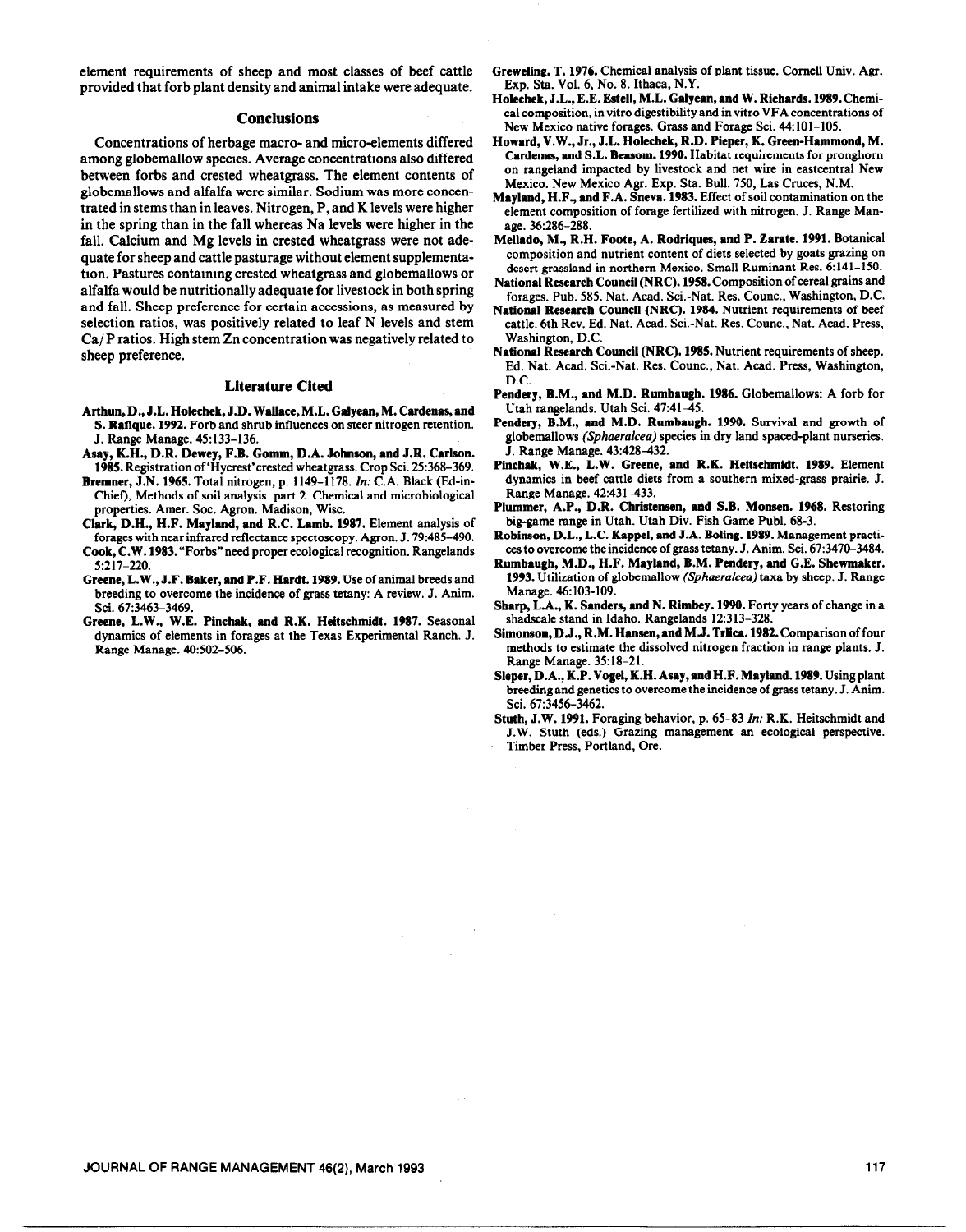element requirements of sheep and most classes of beef cattle provided that forb plant density and animal intake were adequate.

## Conclusions

Concentrations of herbage macro- and micro-elements differed among globemallow species. Average concentrations also differed between forbs and crested wheatgrass. The element contents of globemallows and alfalfa were similar. Sodium was more concentrated in stems than in leaves. Nitrogen, P, and K levels were higher in the spring than in the fall whereas Na levels were higher in the fall. Calcium and Mg levels in crested wheatgrass were not adequate for sheep and cattle pasturage without element supplementation. Pastures containing crested wheatgrass and globemallows or alfalfa would be nutritionally adequate for livestock in both spring and fall. Sheep preference for certain accessions, as measured by selection ratios, was positively related to leaf N levels and stem Ca/P ratios. High stem Zn concentration was negatively related to sheep preference.

## Literature Cited

**Arthun, D., J.L. Holechek, J.D. Wallace, M.L. Galyean, M. Cardenas, and S. Rafique. 1992.** Forb and shrub influences on steer nitrogen retention. J. Range Manage. 45:133–136.

**Asay, K.H., D.R. Dewey, F.B. Gomm, D.A. Johnson, and J.R. Carlson. 1985.** Registration of 'Hycrest' crested wheatgrass. Crop Sci. 25:368–369.

**Bremner, J.N. 1965.** Total nitrogen, p. 1149–1178. *In:* C.A. Black (Ed-in-Chief), Methods of soil analysis. part 2. Chemical and microbiological properties. Amer. Soc. Agron. Madison, Wisc.

**Clark, D.H., H.F. Mayland, and R.C. Lamb. 1987.** Element analysis of forages with near infrared reflectance spectoscopy. Agron. J. 79:485–490.

**Cook, C.W. 1983.** "Forbs" need proper ecological recognition. Rangelands 5:217–220.

**Greene, L.W., J.F. Baker, and P.F. Hardt. 1989.** Use of animal breeds and breeding to overcome the incidence of grass tetany: A review. J. Anim. Sci. 67:3463–3469.

**Greene, L.W., W.E. Pinchak, and R.K. Heitschmidt. 1987.** Seasonal dynamics of elements in forages at the Texas Experimental Ranch. J. Range Manage. 40:502–506.

**Greweling, T. 1976.** Chemical analysis of plant tissue. Cornell Univ. Agr. Exp. Sta. Vol. 6, No. 8. Ithaca, N.Y.

**Holechek, J.L., E.E. Estell, M.L. Galyean, and W. Richards. 1989.** Chemical composition, in vitro digestibility and in vitro VFA concentrations of New Mexico native forages. Grass and Forage Sci. 44:101–105.

**Howard, V.W., Jr., J.L. Holechek, R.D. Pieper, K. Green-Hammond, M. Cardenas, and S.L. Beasom. 1990.** Habitat requirements for pronghorn on rangeland impacted by livestock and net wire in eastcentral New Mexico. New Mexico Agr. Exp. Sta. Bull. 750, Las Cruces, N.M.

**Mayland, H.F., and F.A. Sneva. 1983.** Effect of soil contamination on the element composition of forage fertilized with nitrogen. J. Range Manage. 36:286–288.

**Mellado, M., R.H. Foote, A. Rodriques, and P. Zarate. 1991.** Botanical composition and nutrient content of diets selected by goats grazing on desert grassland in northern Mexico. Small Ruminant Res. 6:141–150.

**National Research Council (NRC). 1958.** Composition of cereal grains and forages. Pub. 585. Nat. Acad. Sci.-Nat. Res. Counc., Washington, D.C.

**National Research Council (NRC). 1984.** Nutrient requirements of beef cattle. 6th Rev. Ed. Nat. Acad. Sci.-Nat. Res. Counc., Nat. Acad. Press, Washington, D.C.

**National Research Council (NRC). 1985.** Nutrient requirements of sheep. Ed. Nat. Acad. Sci.-Nat. Res. Counc., Nat. Acad. Press, Washington, D.C.

**Pendery, B.M., and M.D. Rumbaugh. 1986.** Globemallows: A forb for Utah rangelands. Utah Sci. 47:41–45.

**Pendery, B.M., and M.D. Rumbaugh. 1990.** Survival and growth of globemallows *(Sphaeralcea)* species in dry land spaced-plant nurseries. J. Range Manage. 43:428–432.

**Pinchak, W.E., L.W. Greene, and R.K. Heitschmidt. 1989.** Element dynamics in beef cattle diets from a southern mixed-grass prairie. J. Range Manage. 42:431–433.

**Plummer, A.P., D.R. Christensen, and S.B. Monsen. 1968.** Restoring big-game range in Utah. Utah Div. Fish Game Publ. 68-3.

**Robinson, D.L., L.C. Kappel, and J.A. Boling. 1989.** Management practices to overcome the incidence of grass tetany. J. Anim. Sci. 67:3470–3484.

**Rumbaugh, M.D., H.F. Mayland, B.M. Pendery, and G.E. Shewmaker. 1993.** Utilization of globemallow *(Sphaeralcea)* taxa by sheep. J. Range Manage. 46:103-109.

**Sharp, L.A., K. Sanders, and N. Rimbey. 1990.** Forty years of change in a shadscale stand in Idaho. Rangelands 12:313–328.

**Simonson, D.J., R.M. Hansen, and M.J. Trlica. 1982.** Comparison of four methods to estimate the dissolved nitrogen fraction in range plants. J. Range Manage. 35:18–21.

**Sleper, D.A., K.P. Vogel, K.H. Asay, and H.F. Mayland. 1989.** Using plant breeding and genetics to overcome the incidence of grass tetany. J. Anim. Sci. 67:3456–3462.

**Stuth, J.W. 1991.** Foraging behavior, p. 65–83 *In:* R.K. Heitschmidt and J.W. Stuth (eds.) Grazing management an ecological perspective. Timber Press, Portland, Ore.